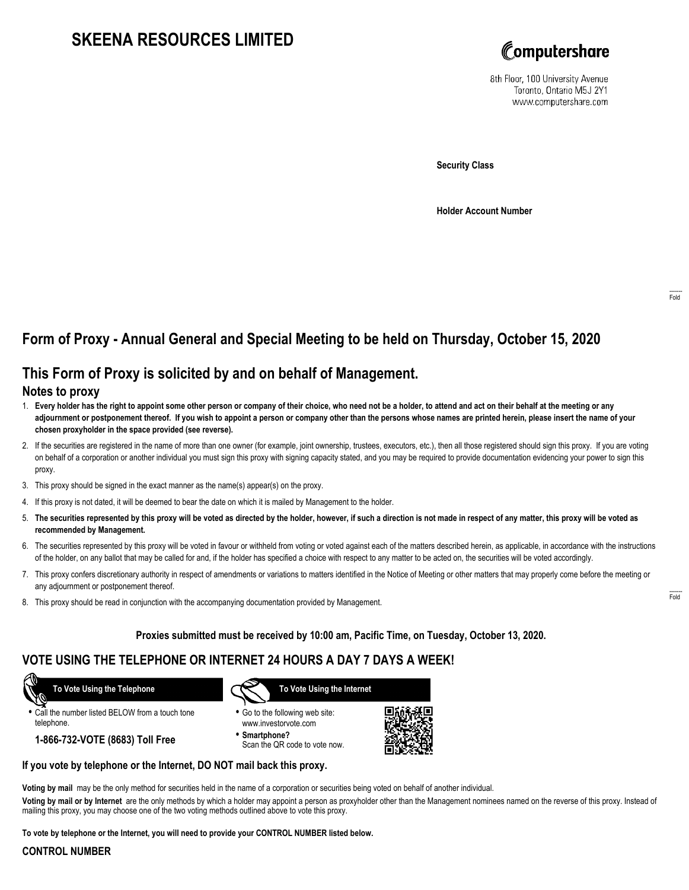# SKEENA RESOURCES LIMITED

Computershare

8th Floor, 100 University Avenue
Toronto, Ontario M5J 2Y1
www.computershare.com

**Security Class**

**Holder Account Number**

Fold

## Form of Proxy - Annual General and Special Meeting to be held on Thursday, October 15, 2020

## This Form of Proxy is solicited by and on behalf of Management.

### Notes to proxy

1. **Every holder has the right to appoint some other person or company of their choice, who need not be a holder, to attend and act on their behalf at the meeting or any adjournment or postponement thereof. If you wish to appoint a person or company other than the persons whose names are printed herein, please insert the name of your chosen proxyholder in the space provided (see reverse).**
2. If the securities are registered in the name of more than one owner (for example, joint ownership, trustees, executors, etc.), then all those registered should sign this proxy. If you are voting on behalf of a corporation or another individual you must sign this proxy with signing capacity stated, and you may be required to provide documentation evidencing your power to sign this proxy.
3. This proxy should be signed in the exact manner as the name(s) appear(s) on the proxy.
4. If this proxy is not dated, it will be deemed to bear the date on which it is mailed by Management to the holder.
5. **The securities represented by this proxy will be voted as directed by the holder, however, if such a direction is not made in respect of any matter, this proxy will be voted as recommended by Management.**
6. The securities represented by this proxy will be voted in favour or withheld from voting or voted against each of the matters described herein, as applicable, in accordance with the instructions of the holder, on any ballot that may be called for and, if the holder has specified a choice with respect to any matter to be acted on, the securities will be voted accordingly.
7. This proxy confers discretionary authority in respect of amendments or variations to matters identified in the Notice of Meeting or other matters that may properly come before the meeting or any adjournment or postponement thereof.
8. This proxy should be read in conjunction with the accompanying documentation provided by Management.

Fold

**Proxies submitted must be received by 10:00 am, Pacific Time, on Tuesday, October 13, 2020.**

## VOTE USING THE TELEPHONE OR INTERNET 24 HOURS A DAY 7 DAYS A WEEK!

**To Vote Using the Telephone**

- Call the number listed BELOW from a touch tone telephone.

**1-866-732-VOTE (8683) Toll Free**

**To Vote Using the Internet**

- Go to the following web site: www.investorvote.com
- **Smartphone?** Scan the QR code to vote now.

**If you vote by telephone or the Internet, DO NOT mail back this proxy.**

**Voting by mail** may be the only method for securities held in the name of a corporation or securities being voted on behalf of another individual.

**Voting by mail or by Internet** are the only methods by which a holder may appoint a person as proxyholder other than the Management nominees named on the reverse of this proxy. Instead of mailing this proxy, you may choose one of the two voting methods outlined above to vote this proxy.

**To vote by telephone or the Internet, you will need to provide your CONTROL NUMBER listed below.**

**CONTROL NUMBER**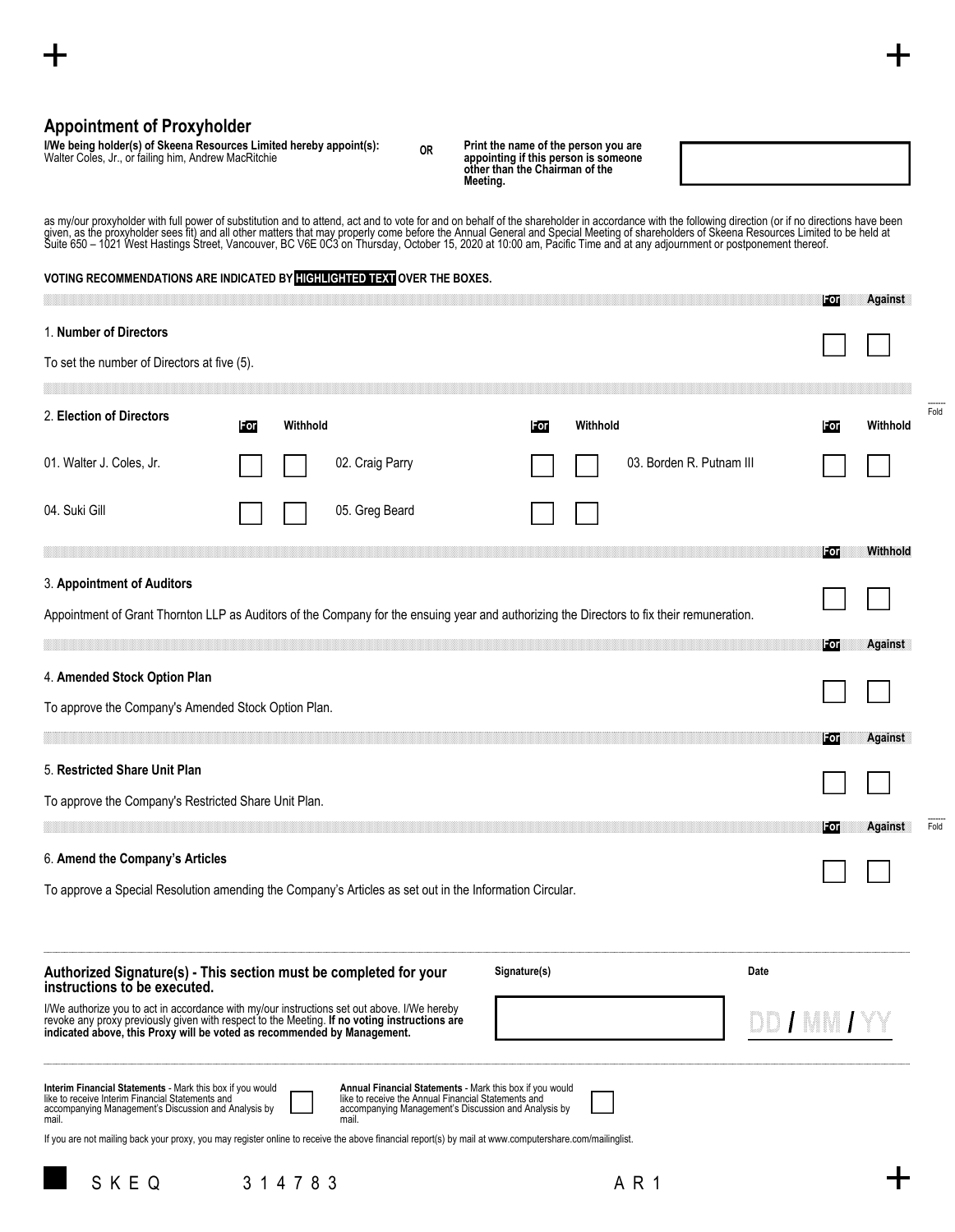## Appointment of Proxyholder

**I/We being holder(s) of Skeena Resources Limited hereby appoint(s):** Walter Coles, Jr., or failing him, Andrew MacRitchie

**OR**

**Print the name of the person you are appointing if this person is someone other than the Chairman of the Meeting.**

as my/our proxyholder with full power of substitution and to attend, act and to vote for and on behalf of the shareholder in accordance with the following direction (or if no directions have been given, as the proxyholder sees fit) and all other matters that may properly come before the Annual General and Special Meeting of shareholders of Skeena Resources Limited to be held at Suite 650 – 1021 West Hastings Street, Vancouver, BC V6E 0C3 on Thursday, October 15, 2020 at 10:00 am, Pacific Time and at any adjournment or postponement thereof.

**VOTING RECOMMENDATIONS ARE INDICATED BY HIGHLIGHTED TEXT OVER THE BOXES.**

| | For | Against |
|---|---|---|
| 1. **Number of Directors**<br>To set the number of Directors at five (5). | ☐ | ☐ |

2. **Election of Directors**

| | For | Withhold | | For | Withhold | | For | Withhold |
|---|---|---|---|---|---|---|---|---|
| 01. Walter J. Coles, Jr. | ☐ | ☐ | 02. Craig Parry | ☐ | ☐ | 03. Borden R. Putnam III | ☐ | ☐ |
| 04. Suki Gill | ☐ | ☐ | 05. Greg Beard | ☐ | ☐ | | | |

| | For | Withhold |
|---|---|---|
| 3. **Appointment of Auditors**<br>Appointment of Grant Thornton LLP as Auditors of the Company for the ensuing year and authorizing the Directors to fix their remuneration. | ☐ | ☐ |

| | For | Against |
|---|---|---|
| 4. **Amended Stock Option Plan**<br>To approve the Company's Amended Stock Option Plan. | ☐ | ☐ |
| 5. **Restricted Share Unit Plan**<br>To approve the Company's Restricted Share Unit Plan. | ☐ | ☐ |
| 6. **Amend the Company's Articles**<br>To approve a Special Resolution amending the Company's Articles as set out in the Information Circular. | ☐ | ☐ |

**Authorized Signature(s) - This section must be completed for your instructions to be executed.**

I/We authorize you to act in accordance with my/our instructions set out above. I/We hereby revoke any proxy previously given with respect to the Meeting. **If no voting instructions are indicated above, this Proxy will be voted as recommended by Management.**

Signature(s)

Date

DD / MM / YY

**Interim Financial Statements** - Mark this box if you would like to receive Interim Financial Statements and accompanying Management's Discussion and Analysis by mail. ☐

**Annual Financial Statements** - Mark this box if you would like to receive the Annual Financial Statements and accompanying Management's Discussion and Analysis by mail. ☐

If you are not mailing back your proxy, you may register online to receive the above financial report(s) by mail at www.computershare.com/mailinglist.

S K E Q 3 1 4 7 8 3 A R 1